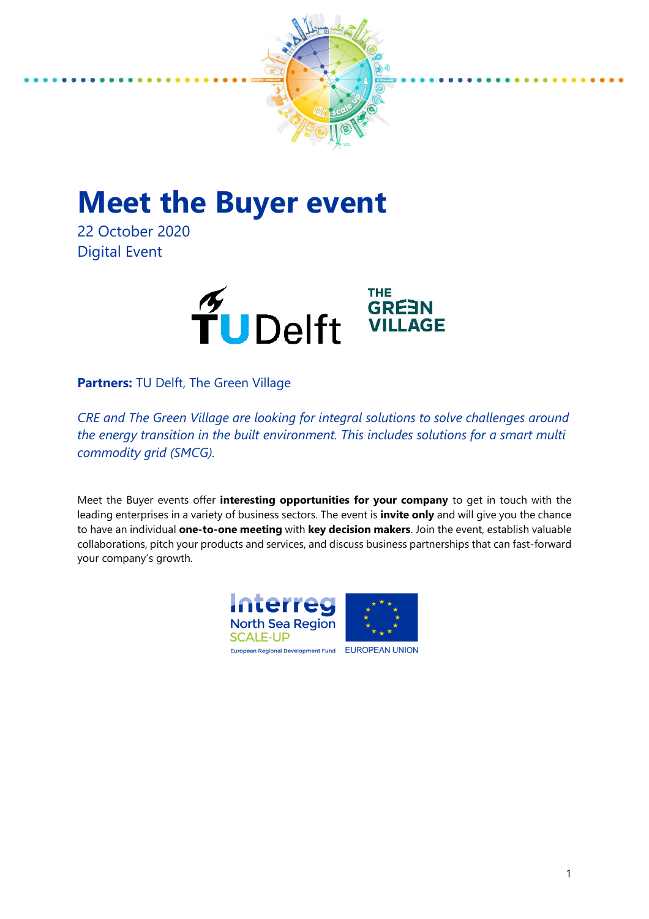# Meet the Buyer event

22 October 2020
Digital Event

**Partners:** TU Delft, The Green Village

*CRE and The Green Village are looking for integral solutions to solve challenges around the energy transition in the built environment. This includes solutions for a smart multi commodity grid (SMCG).*

Meet the Buyer events offer **interesting opportunities for your company** to get in touch with the leading enterprises in a variety of business sectors. The event is **invite only** and will give you the chance to have an individual **one-to-one meeting** with **key decision makers**. Join the event, establish valuable collaborations, pitch your products and services, and discuss business partnerships that can fast-forward your company's growth.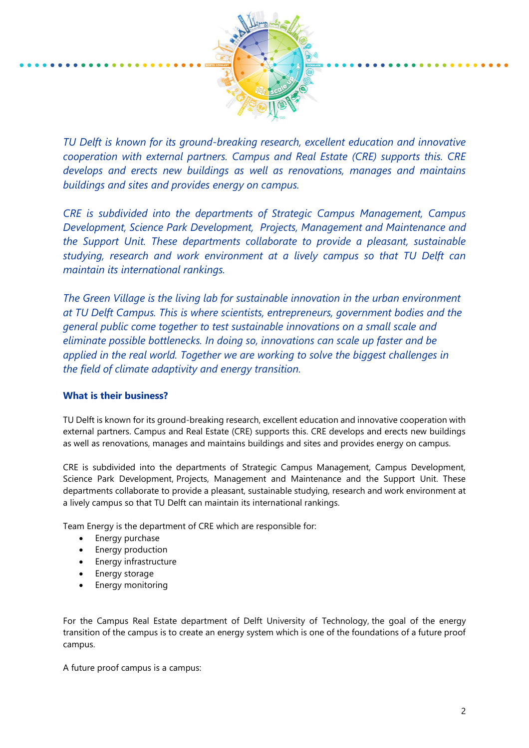*TU Delft is known for its ground-breaking research, excellent education and innovative cooperation with external partners. Campus and Real Estate (CRE) supports this. CRE develops and erects new buildings as well as renovations, manages and maintains buildings and sites and provides energy on campus.*

*CRE is subdivided into the departments of Strategic Campus Management, Campus Development, Science Park Development, Projects, Management and Maintenance and the Support Unit. These departments collaborate to provide a pleasant, sustainable studying, research and work environment at a lively campus so that TU Delft can maintain its international rankings.*

*The Green Village is the living lab for sustainable innovation in the urban environment at TU Delft Campus. This is where scientists, entrepreneurs, government bodies and the general public come together to test sustainable innovations on a small scale and eliminate possible bottlenecks. In doing so, innovations can scale up faster and be applied in the real world. Together we are working to solve the biggest challenges in the field of climate adaptivity and energy transition.*

### What is their business?

TU Delft is known for its ground-breaking research, excellent education and innovative cooperation with external partners. Campus and Real Estate (CRE) supports this. CRE develops and erects new buildings as well as renovations, manages and maintains buildings and sites and provides energy on campus.

CRE is subdivided into the departments of Strategic Campus Management, Campus Development, Science Park Development, Projects, Management and Maintenance and the Support Unit. These departments collaborate to provide a pleasant, sustainable studying, research and work environment at a lively campus so that TU Delft can maintain its international rankings.

Team Energy is the department of CRE which are responsible for:

- Energy purchase
- Energy production
- Energy infrastructure
- Energy storage
- Energy monitoring

For the Campus Real Estate department of Delft University of Technology, the goal of the energy transition of the campus is to create an energy system which is one of the foundations of a future proof campus.

A future proof campus is a campus: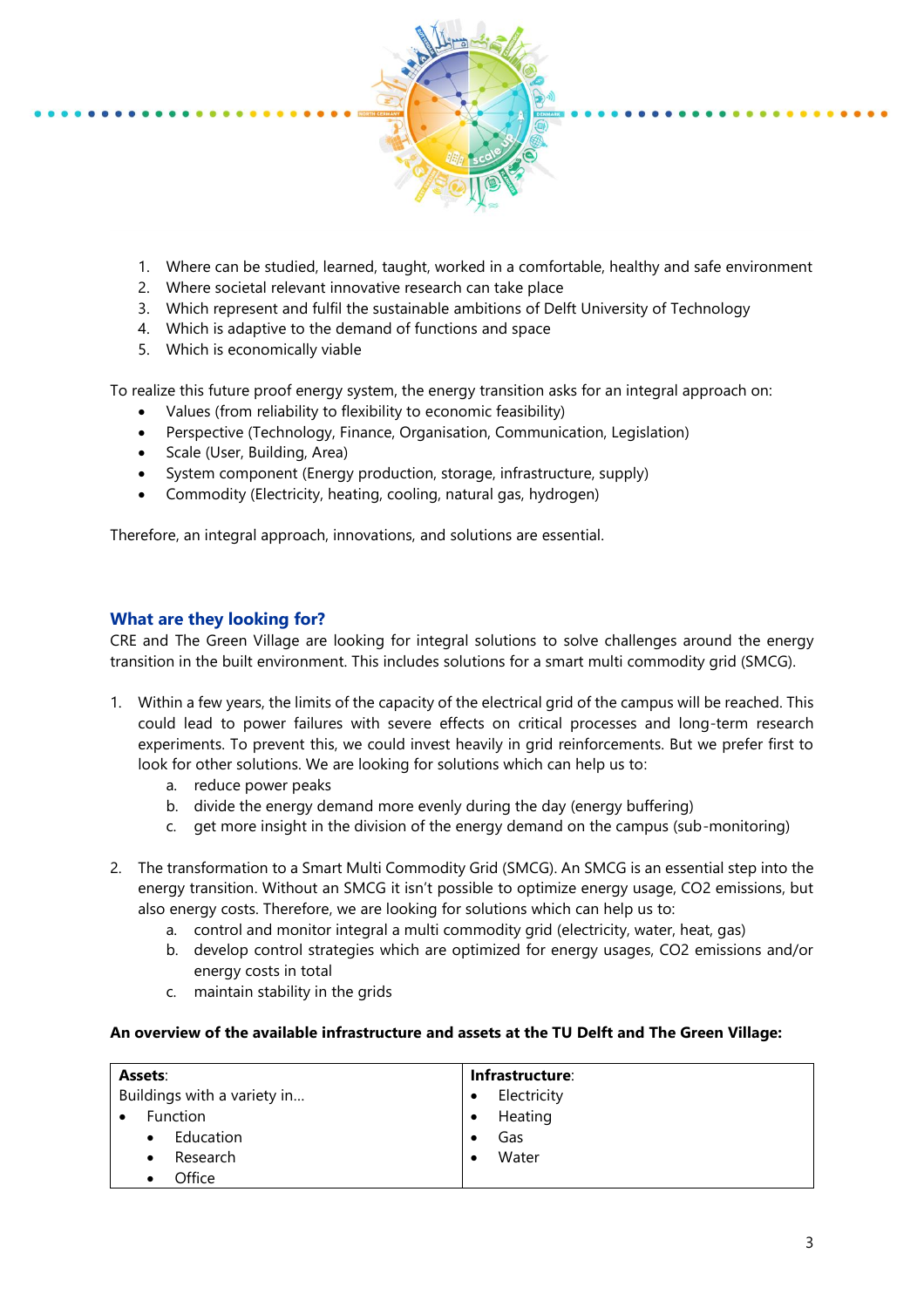1. Where can be studied, learned, taught, worked in a comfortable, healthy and safe environment
2. Where societal relevant innovative research can take place
3. Which represent and fulfil the sustainable ambitions of Delft University of Technology
4. Which is adaptive to the demand of functions and space
5. Which is economically viable

To realize this future proof energy system, the energy transition asks for an integral approach on:

- Values (from reliability to flexibility to economic feasibility)
- Perspective (Technology, Finance, Organisation, Communication, Legislation)
- Scale (User, Building, Area)
- System component (Energy production, storage, infrastructure, supply)
- Commodity (Electricity, heating, cooling, natural gas, hydrogen)

Therefore, an integral approach, innovations, and solutions are essential.

## What are they looking for?

CRE and The Green Village are looking for integral solutions to solve challenges around the energy transition in the built environment. This includes solutions for a smart multi commodity grid (SMCG).

1. Within a few years, the limits of the capacity of the electrical grid of the campus will be reached. This could lead to power failures with severe effects on critical processes and long-term research experiments. To prevent this, we could invest heavily in grid reinforcements. But we prefer first to look for other solutions. We are looking for solutions which can help us to:
    a. reduce power peaks
    b. divide the energy demand more evenly during the day (energy buffering)
    c. get more insight in the division of the energy demand on the campus (sub-monitoring)

2. The transformation to a Smart Multi Commodity Grid (SMCG). An SMCG is an essential step into the energy transition. Without an SMCG it isn't possible to optimize energy usage, $CO_2$ emissions, but also energy costs. Therefore, we are looking for solutions which can help us to:
    a. control and monitor integral a multi commodity grid (electricity, water, heat, gas)
    b. develop control strategies which are optimized for energy usages, $CO_2$ emissions and/or energy costs in total
    c. maintain stability in the grids

**An overview of the available infrastructure and assets at the TU Delft and The Green Village:**

| **Assets**: | **Infrastructure**: |
| --- | --- |
| Buildings with a variety in…<br>• Function<br>&nbsp;&nbsp;&nbsp;&nbsp;• Education<br>&nbsp;&nbsp;&nbsp;&nbsp;• Research<br>&nbsp;&nbsp;&nbsp;&nbsp;• Office | • Electricity<br>• Heating<br>• Gas<br>• Water |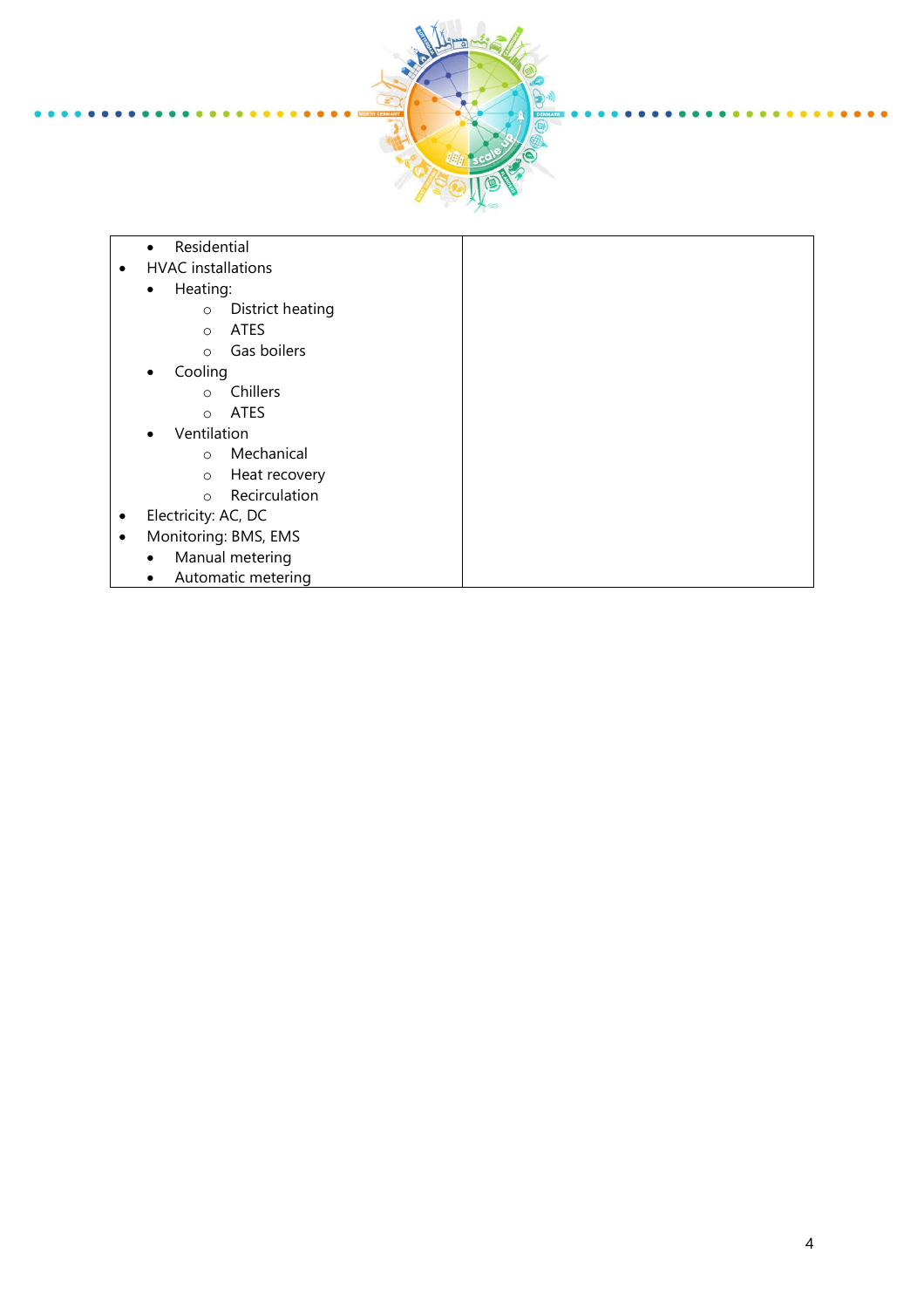| | |
|---|---|
| <ul><li>Residential</li></ul><ul><li>HVAC installations<ul><li>Heating:<ul><li>District heating</li><li>ATES</li><li>Gas boilers</li></ul></li><li>Cooling<ul><li>Chillers</li><li>ATES</li></ul></li><li>Ventilation<ul><li>Mechanical</li><li>Heat recovery</li><li>Recirculation</li></ul></li></ul></li><li>Electricity: AC, DC</li><li>Monitoring: BMS, EMS<ul><li>Manual metering</li><li>Automatic metering</li></ul></li></ul> | |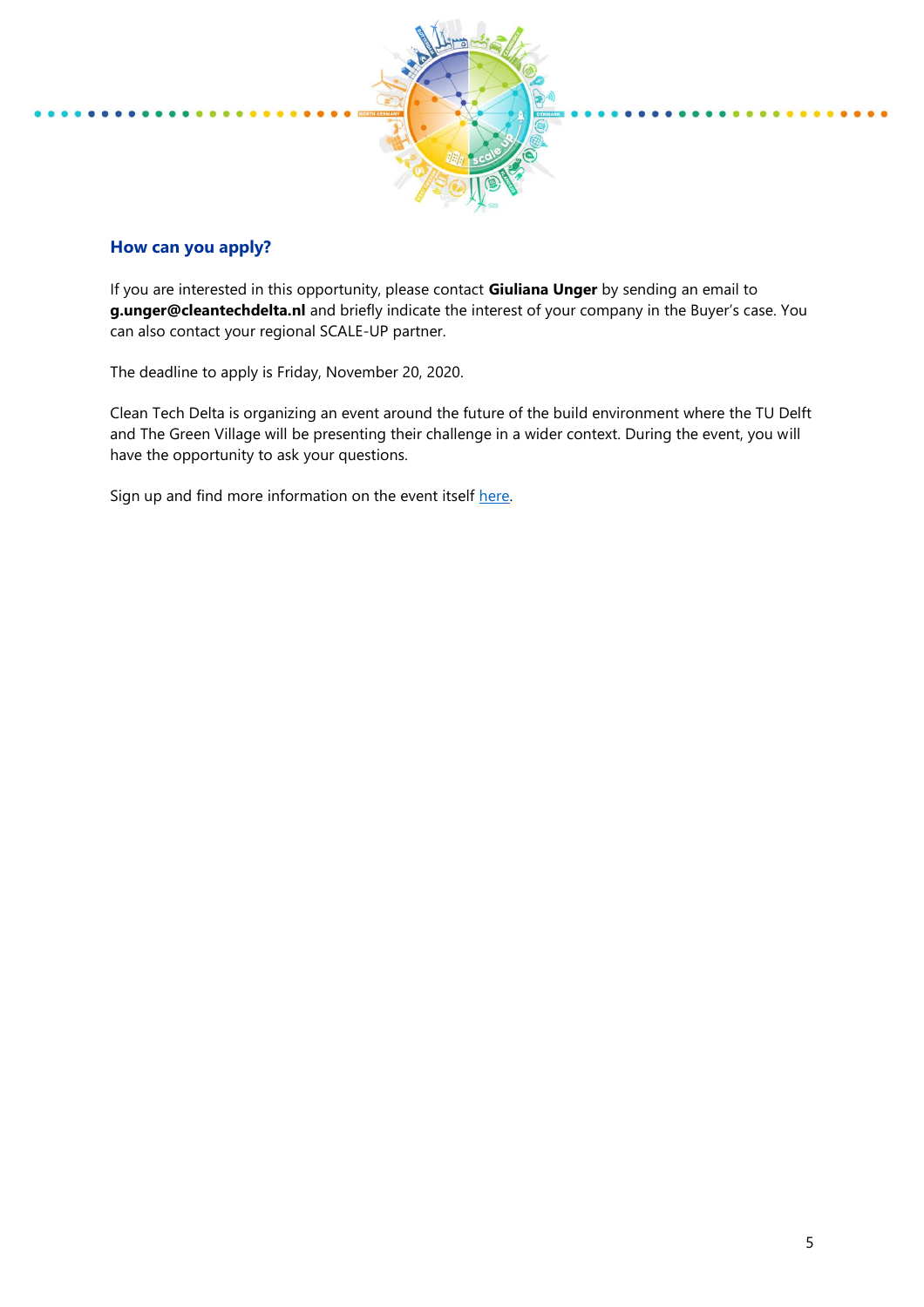## How can you apply?

If you are interested in this opportunity, please contact **Giuliana Unger** by sending an email to **g.unger@cleantechdelta.nl** and briefly indicate the interest of your company in the Buyer's case. You can also contact your regional SCALE-UP partner.

The deadline to apply is Friday, November 20, 2020.

Clean Tech Delta is organizing an event around the future of the build environment where the TU Delft and The Green Village will be presenting their challenge in a wider context. During the event, you will have the opportunity to ask your questions.

Sign up and find more information on the event itself here.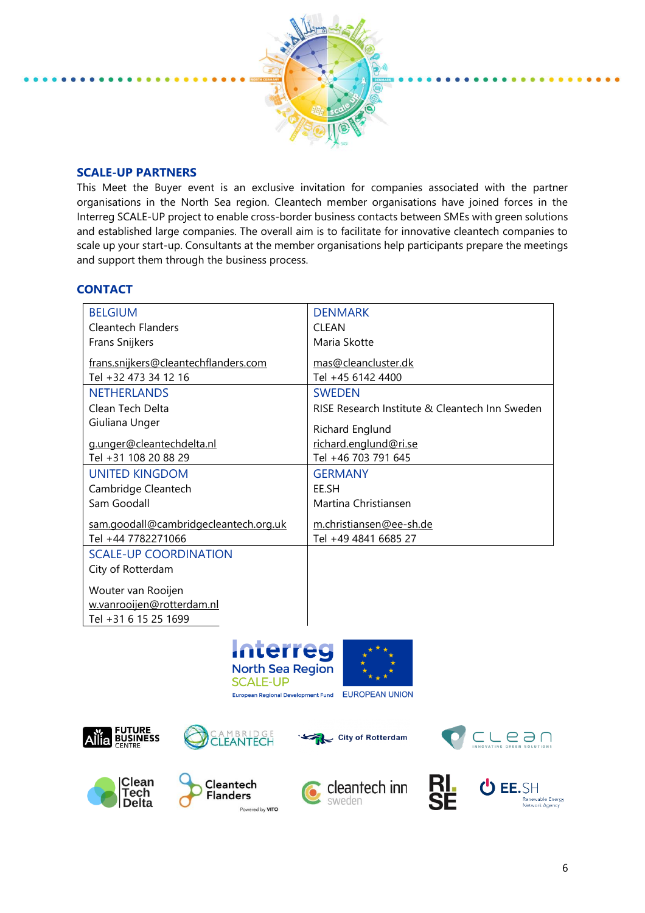## SCALE-UP PARTNERS

This Meet the Buyer event is an exclusive invitation for companies associated with the partner organisations in the North Sea region. Cleantech member organisations have joined forces in the Interreg SCALE-UP project to enable cross-border business contacts between SMEs with green solutions and established large companies. The overall aim is to facilitate for innovative cleantech companies to scale up your start-up. Consultants at the member organisations help participants prepare the meetings and support them through the business process.

## CONTACT

| | |
|---|---|
| BELGIUM<br>Cleantech Flanders<br>Frans Snijkers<br><br>frans.snijkers@cleantechflanders.com<br>Tel +32 473 34 12 16 | DENMARK<br>CLEAN<br>Maria Skotte<br><br>mas@cleancluster.dk<br>Tel +45 6142 4400 |
| NETHERLANDS<br>Clean Tech Delta<br>Giuliana Unger<br><br>g.unger@cleantechdelta.nl<br>Tel +31 108 20 88 29 | SWEDEN<br>RISE Research Institute & Cleantech Inn Sweden<br><br>Richard Englund<br>richard.englund@ri.se<br>Tel +46 703 791 645 |
| UNITED KINGDOM<br>Cambridge Cleantech<br>Sam Goodall<br><br>sam.goodall@cambridgecleantech.org.uk<br>Tel +44 7782271066 | GERMANY<br>EE.SH<br>Martina Christiansen<br><br>m.christiansen@ee-sh.de<br>Tel +49 4841 6685 27 |
| SCALE-UP COORDINATION<br>City of Rotterdam<br><br>Wouter van Rooijen<br>w.vanrooijen@rotterdam.nl<br>Tel +31 6 15 25 1699 | |

Interreg North Sea Region SCALE-UP
European Regional Development Fund
EUROPEAN UNION